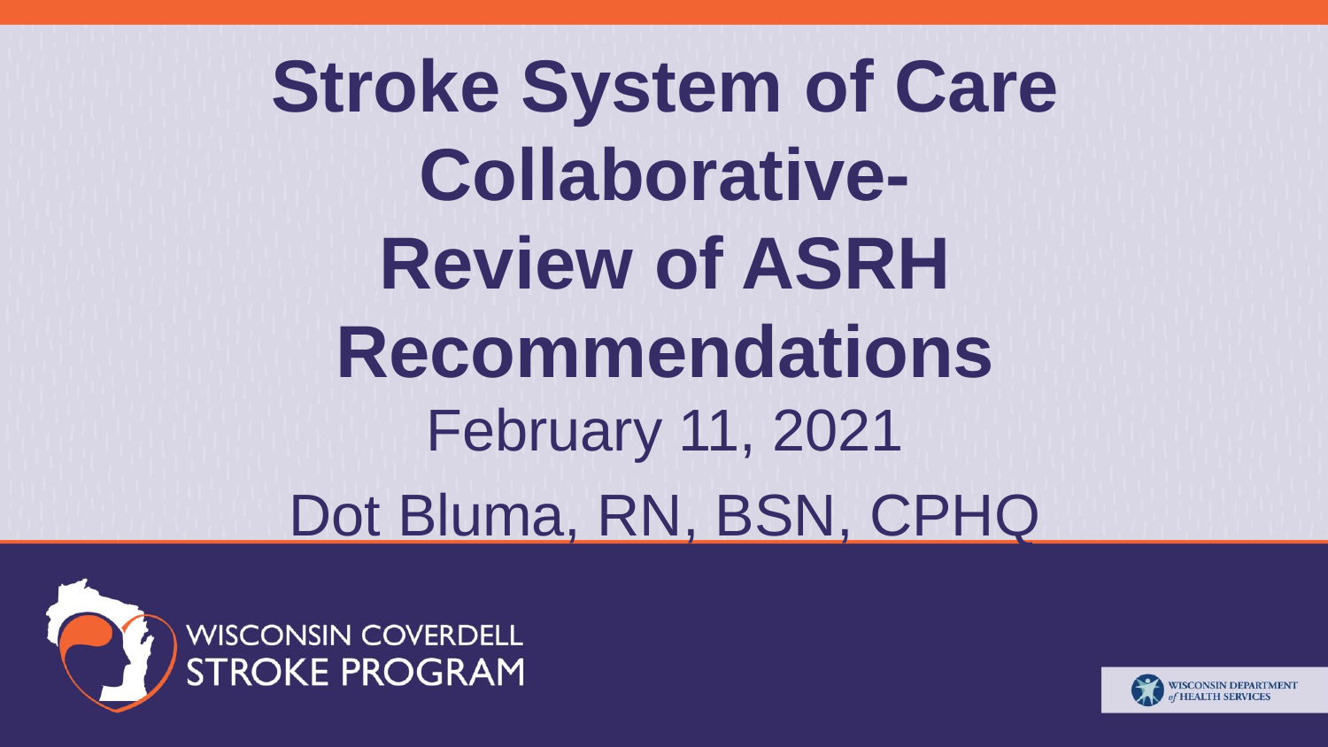# Stroke System of Care Collaborative- Review of ASRH Recommendations

February 11, 2021

Dot Bluma, RN, BSN, CPHQ

WISCONSIN COVERDELL STROKE PROGRAM

WISCONSIN DEPARTMENT of HEALTH SERVICES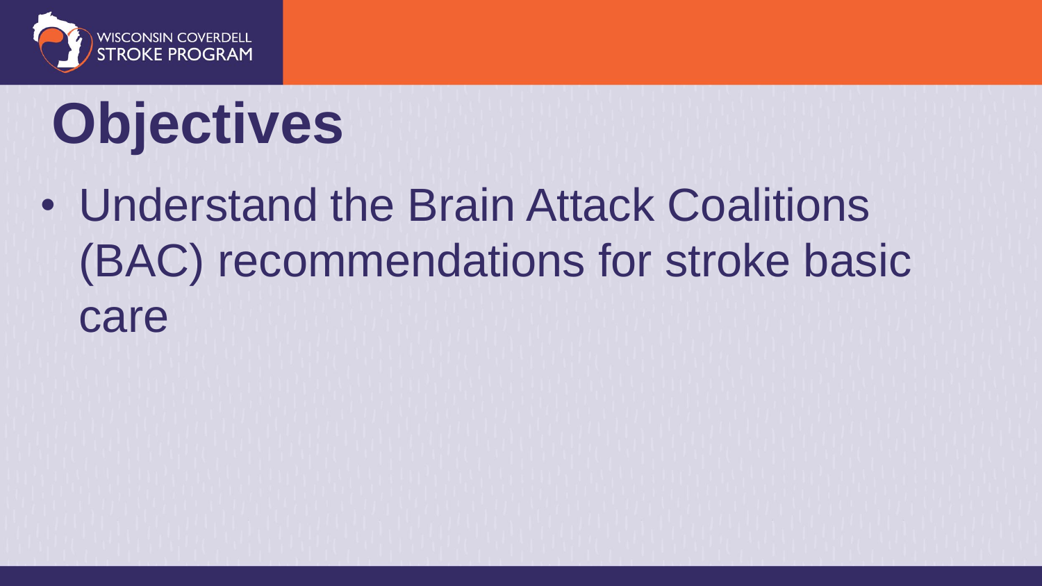# Objectives

- Understand the Brain Attack Coalitions (BAC) recommendations for stroke basic care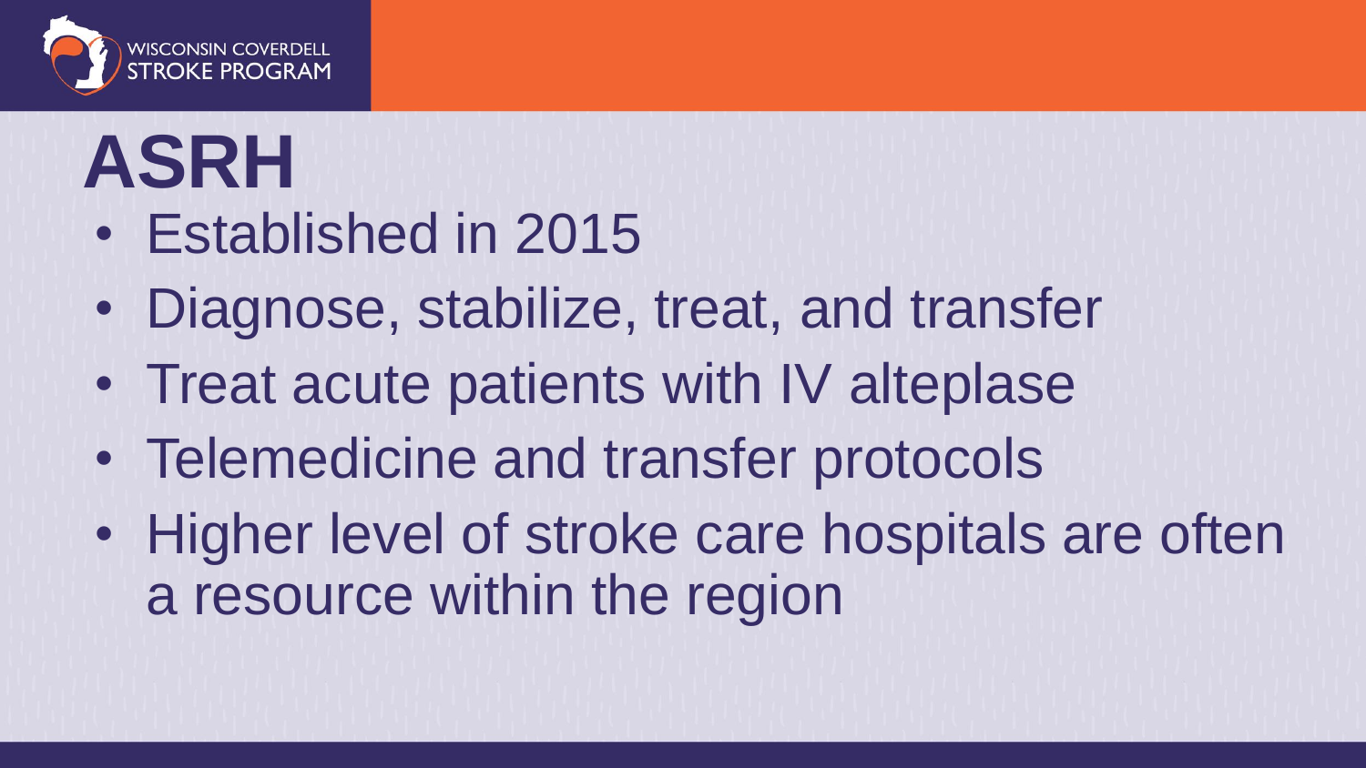# ASRH

- Established in 2015
- Diagnose, stabilize, treat, and transfer
- Treat acute patients with IV alteplase
- Telemedicine and transfer protocols
- Higher level of stroke care hospitals are often a resource within the region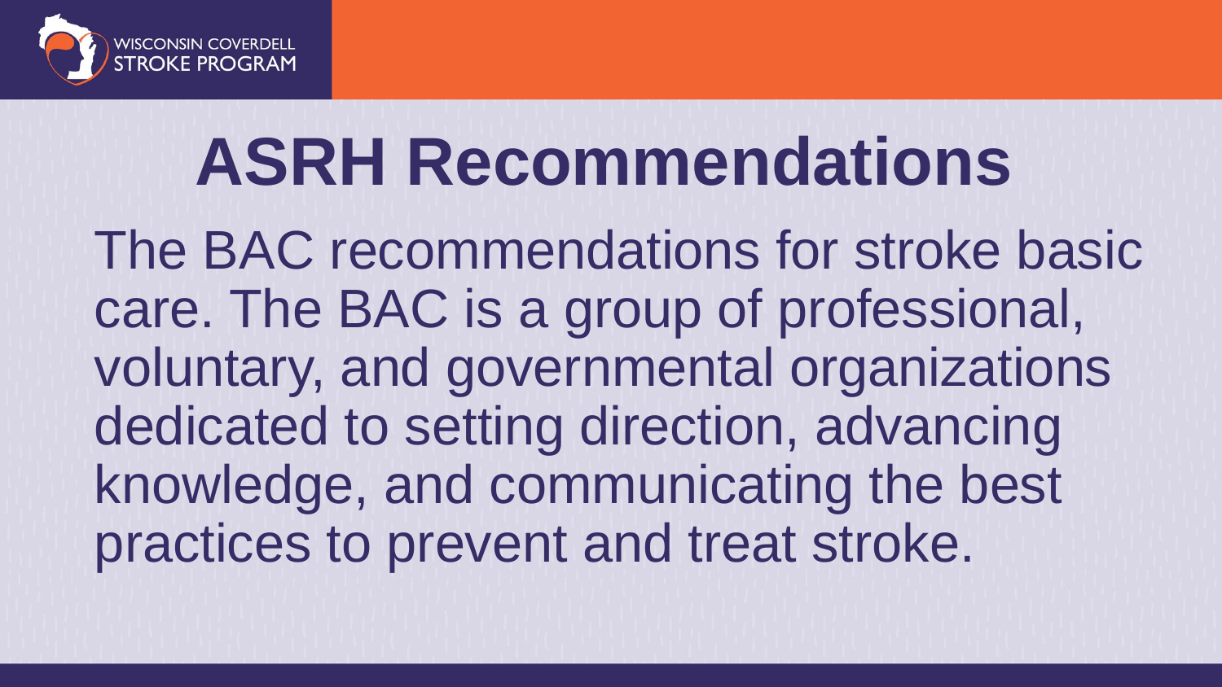# ASRH Recommendations

The BAC recommendations for stroke basic care. The BAC is a group of professional, voluntary, and governmental organizations dedicated to setting direction, advancing knowledge, and communicating the best practices to prevent and treat stroke.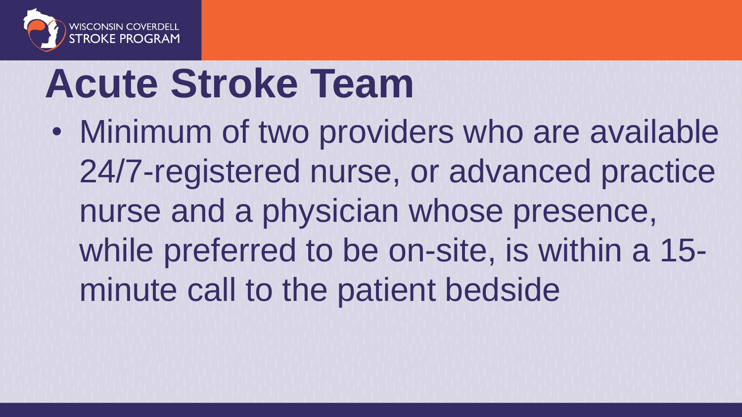# Acute Stroke Team

- Minimum of two providers who are available 24/7-registered nurse, or advanced practice nurse and a physician whose presence, while preferred to be on-site, is within a 15-minute call to the patient bedside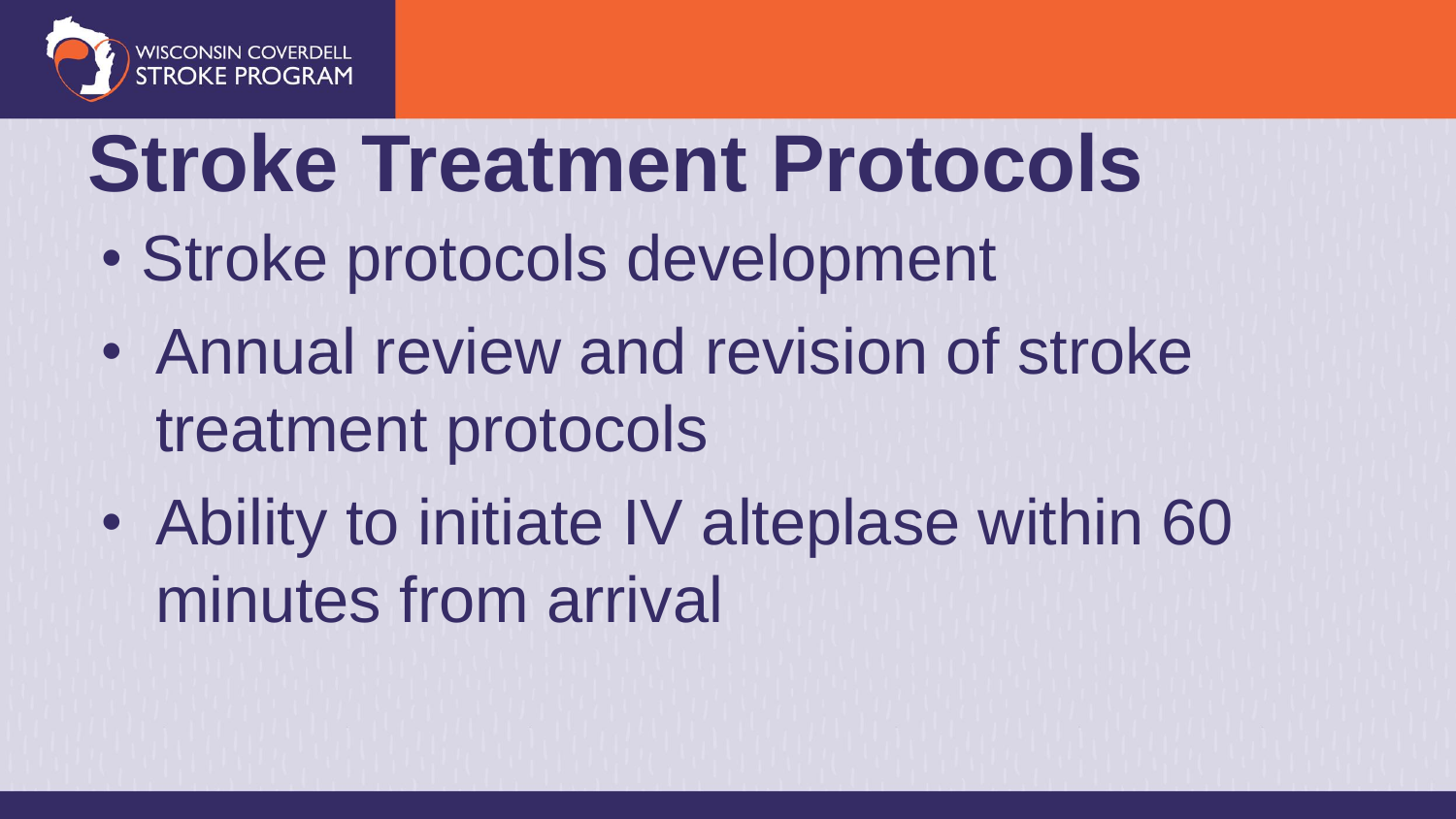# Stroke Treatment Protocols

- Stroke protocols development
- Annual review and revision of stroke treatment protocols
- Ability to initiate IV alteplase within 60 minutes from arrival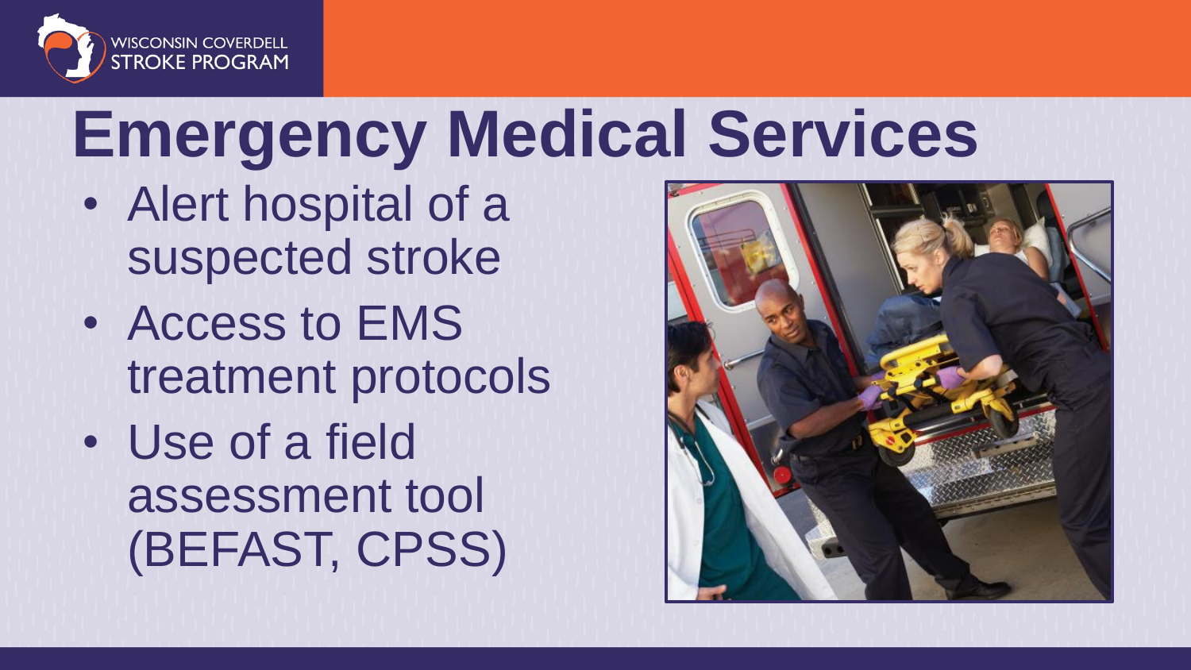# Emergency Medical Services

- Alert hospital of a suspected stroke
- Access to EMS treatment protocols
- Use of a field assessment tool (BEFAST, CPSS)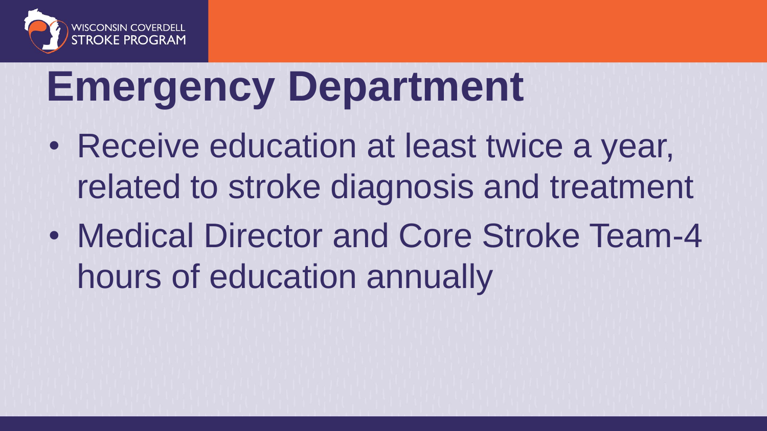# Emergency Department

- Receive education at least twice a year, related to stroke diagnosis and treatment
- Medical Director and Core Stroke Team-4 hours of education annually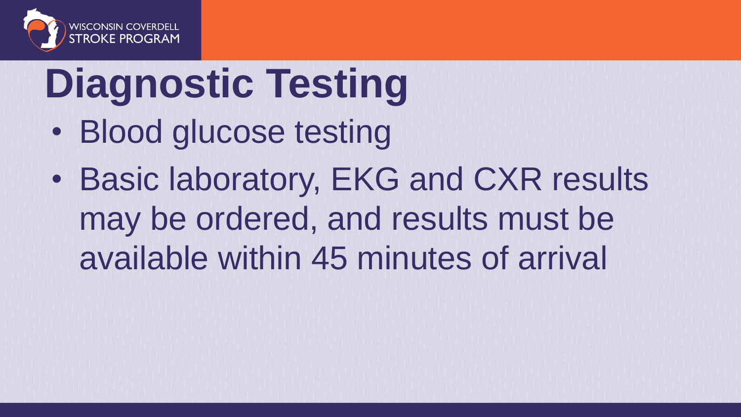# Diagnostic Testing

- Blood glucose testing
- Basic laboratory, EKG and CXR results may be ordered, and results must be available within 45 minutes of arrival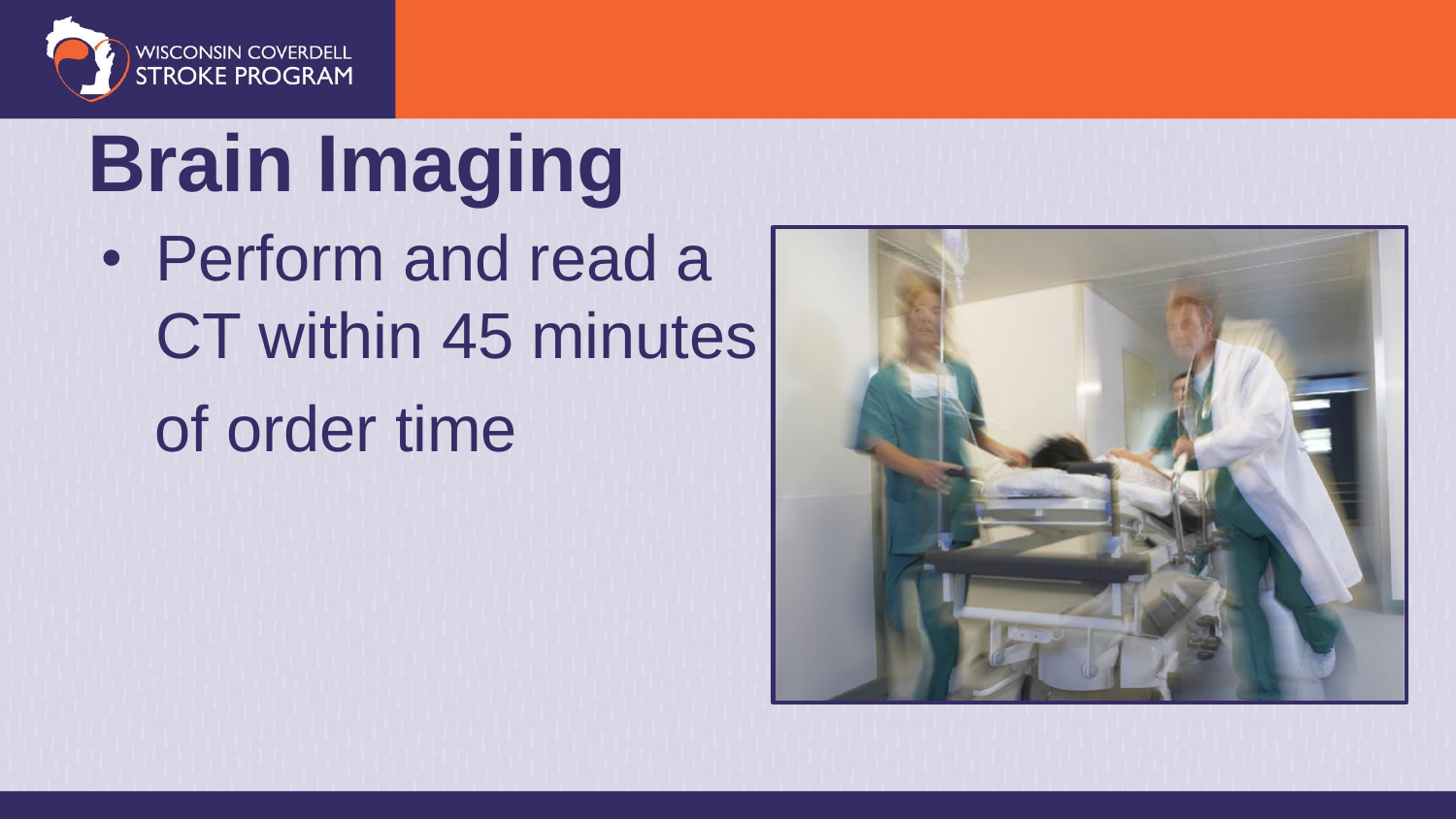# Brain Imaging

- Perform and read a CT within 45 minutes of order time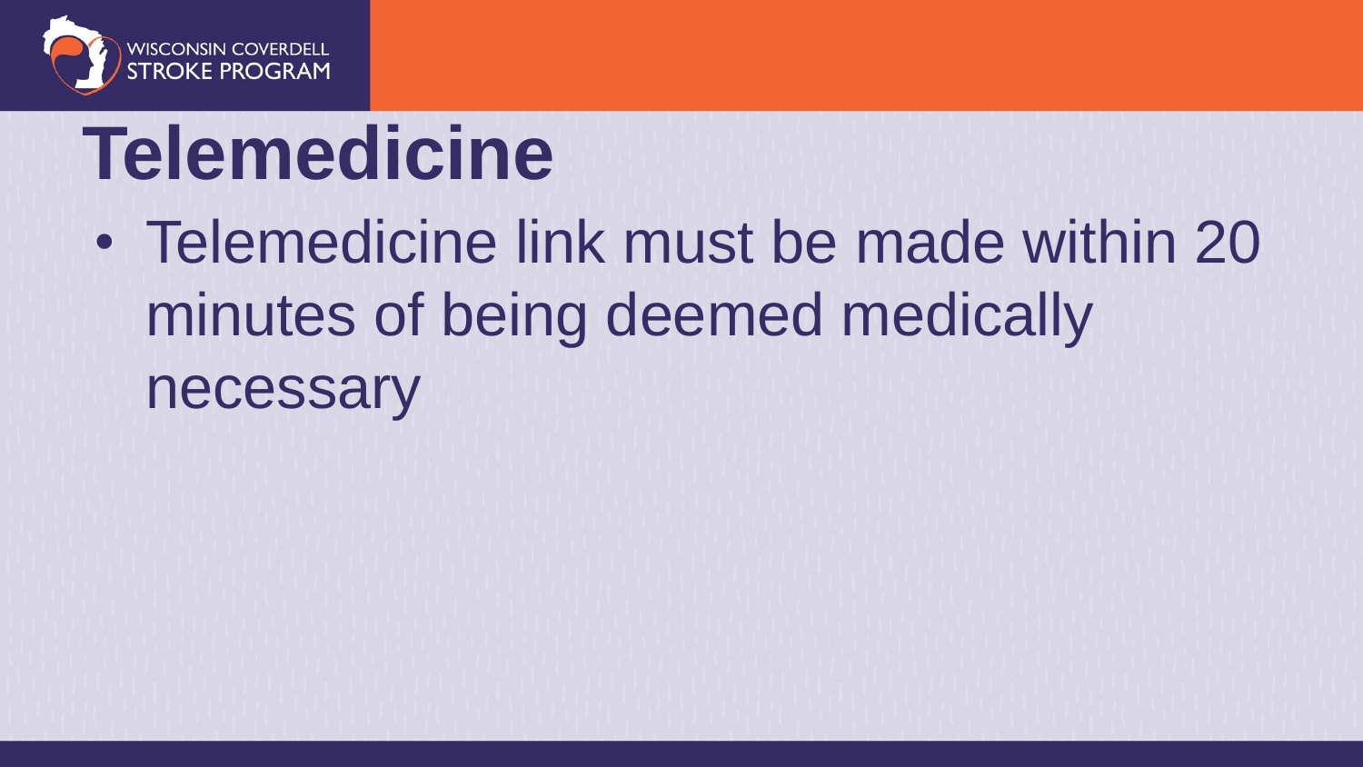# Telemedicine

- Telemedicine link must be made within 20 minutes of being deemed medically necessary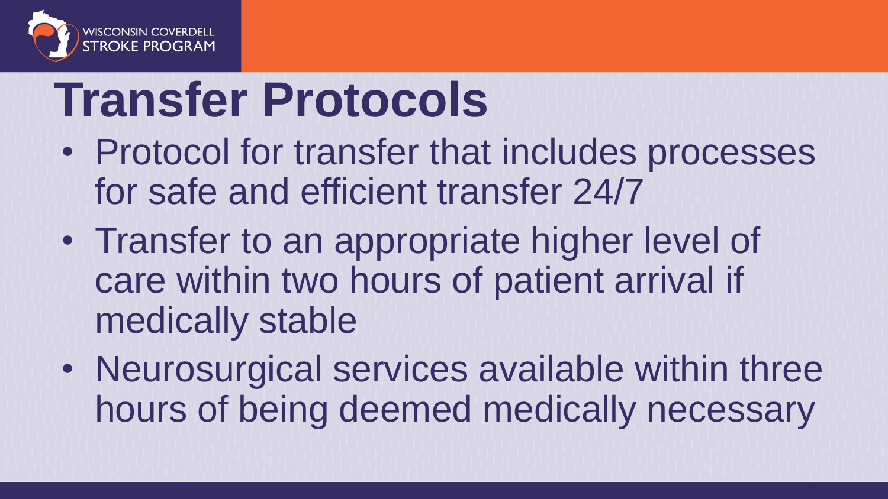# Transfer Protocols

- Protocol for transfer that includes processes for safe and efficient transfer 24/7
- Transfer to an appropriate higher level of care within two hours of patient arrival if medically stable
- Neurosurgical services available within three hours of being deemed medically necessary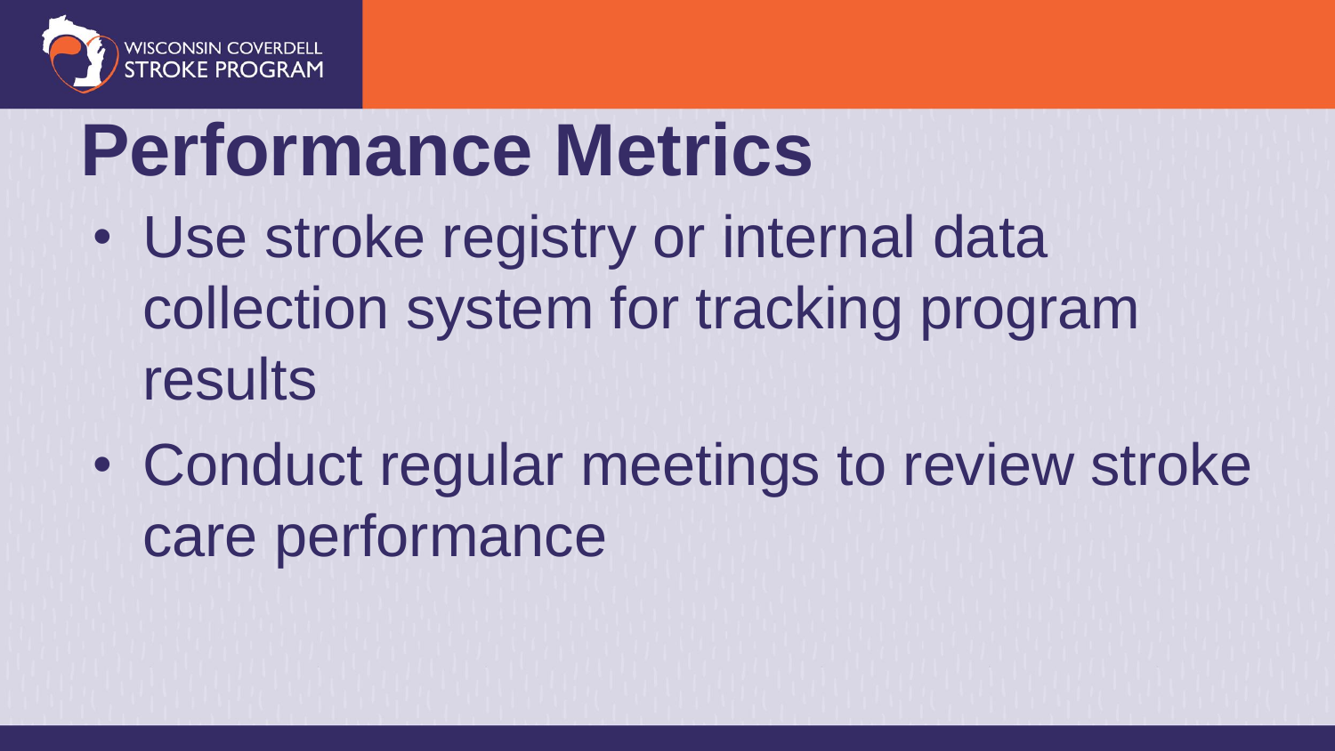# Performance Metrics

- Use stroke registry or internal data collection system for tracking program results
- Conduct regular meetings to review stroke care performance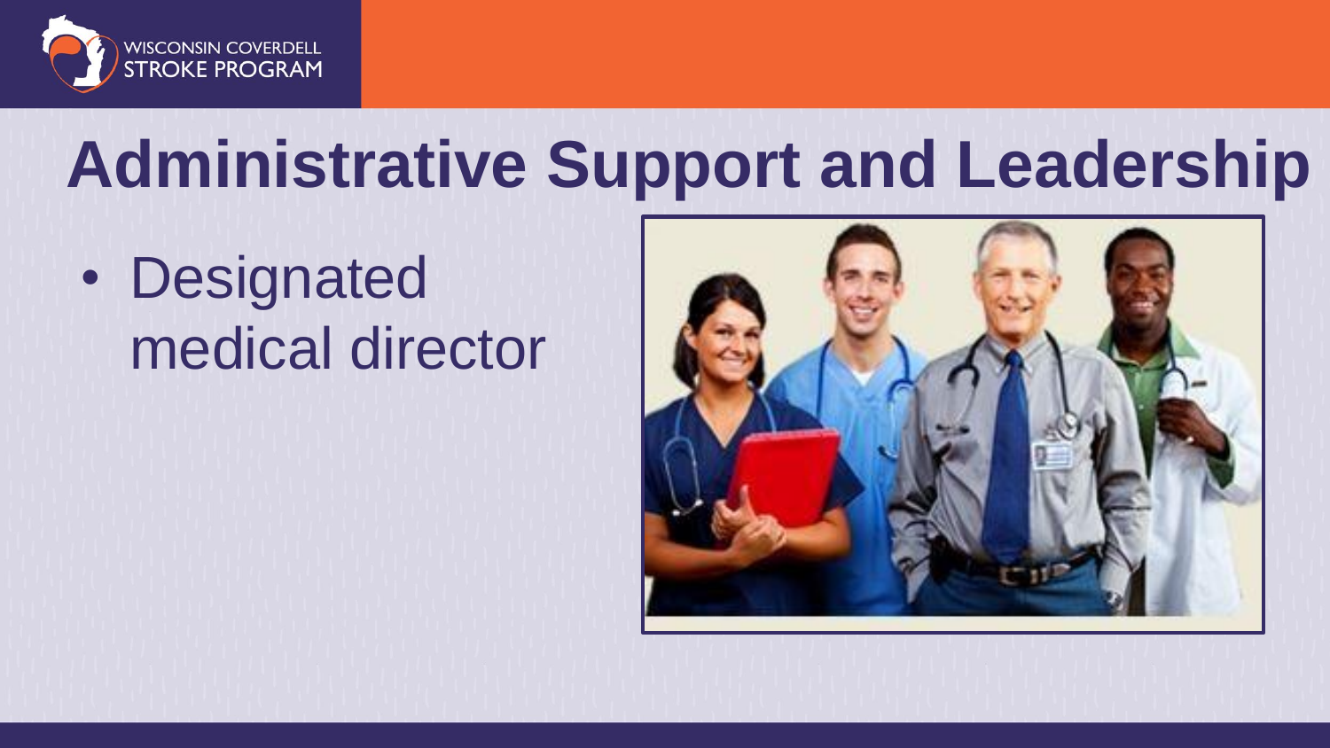# Administrative Support and Leadership

- Designated medical director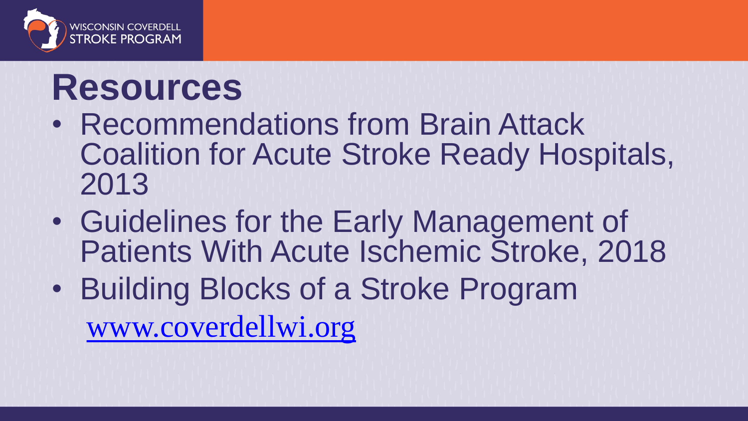# Resources

- Recommendations from Brain Attack Coalition for Acute Stroke Ready Hospitals, 2013
- Guidelines for the Early Management of Patients With Acute Ischemic Stroke, 2018
- Building Blocks of a Stroke Program

  www.coverdellwi.org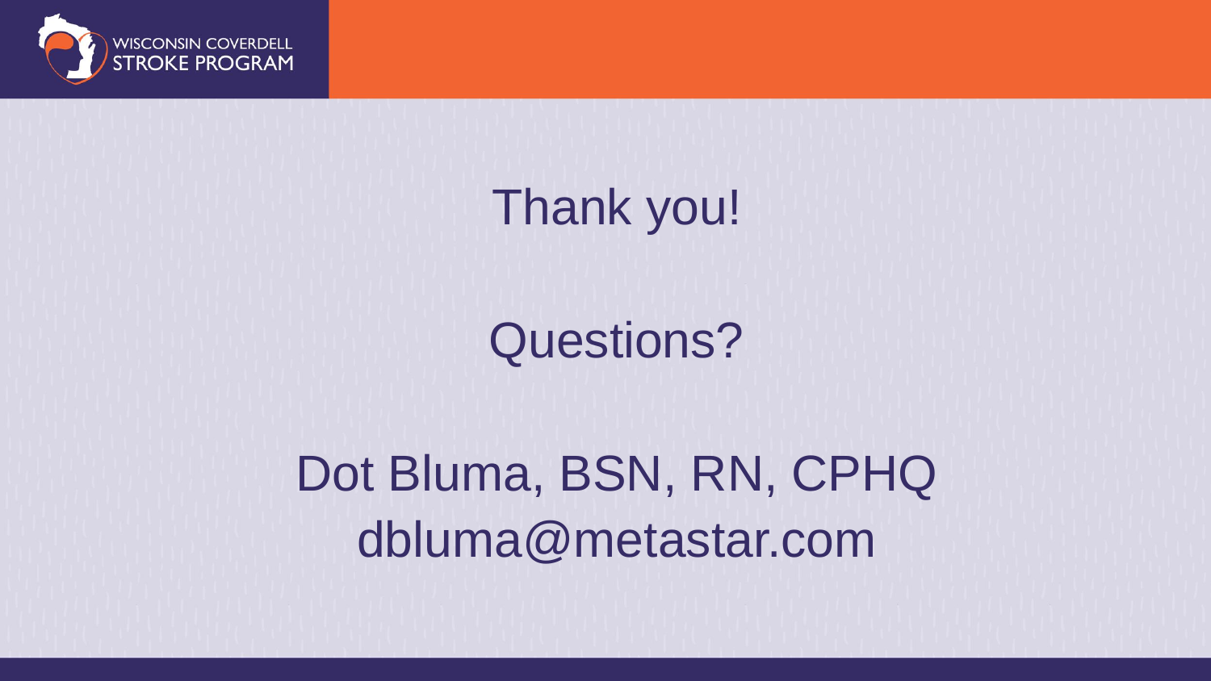WISCONSIN COVERDELL STROKE PROGRAM

# Thank you!

# Questions?

Dot Bluma, BSN, RN, CPHQ
dbluma@metastar.com